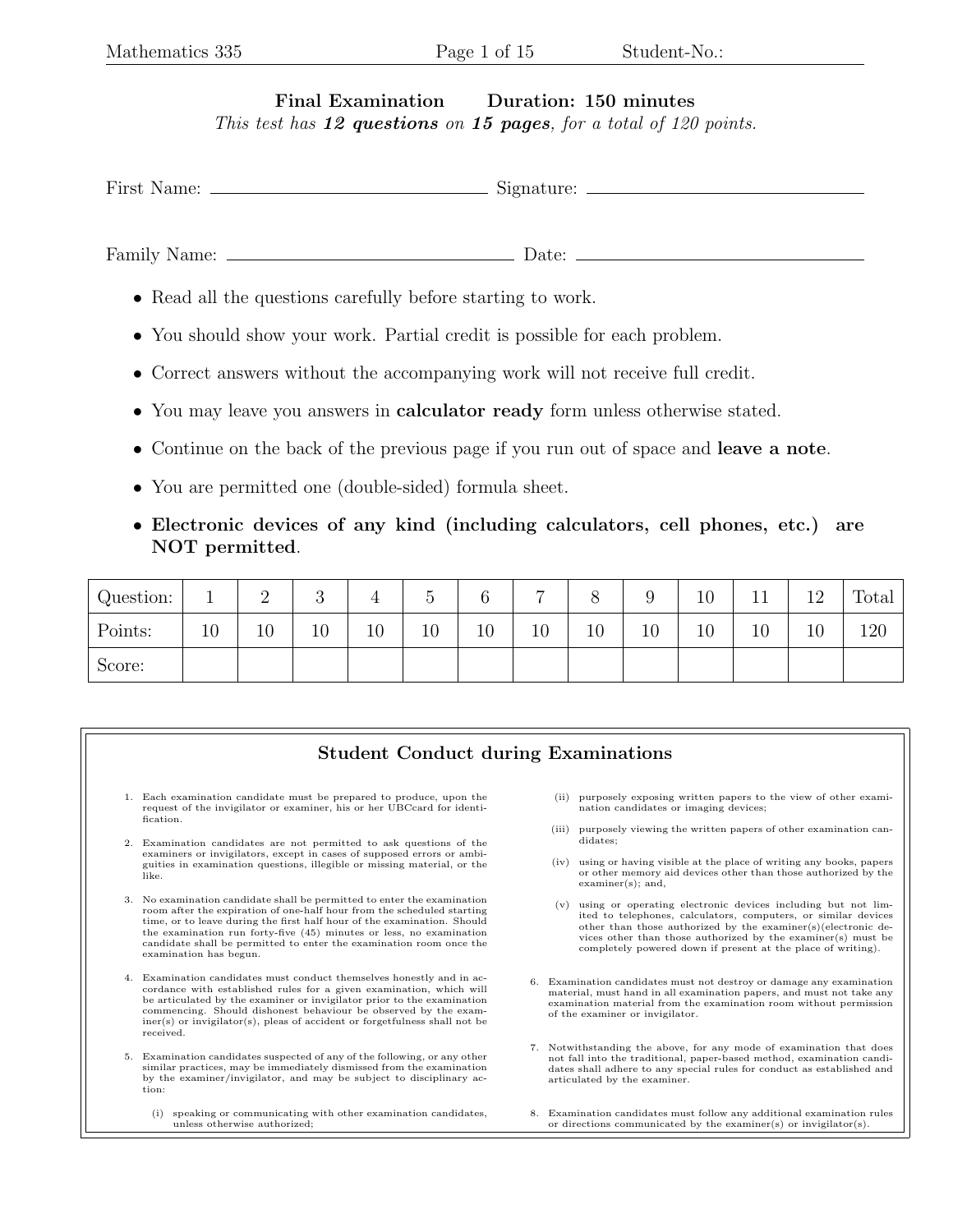**Final Examination      Duration: 150 minutes**

*This test has **12 questions** on **15 pages**, for a total of 120 points.*

First Name: ______________________ Signature: ______________________

Family Name: ______________________ Date: ______________________

- Read all the questions carefully before starting to work.
- You should show your work. Partial credit is possible for each problem.
- Correct answers without the accompanying work will not receive full credit.
- You may leave you answers in **calculator ready** form unless otherwise stated.
- Continue on the back of the previous page if you run out of space and **leave a note**.
- You are permitted one (double-sided) formula sheet.
- **Electronic devices of any kind (including calculators, cell phones, etc.) are NOT permitted**.

| Question: | 1 | 2 | 3 | 4 | 5 | 6 | 7 | 8 | 9 | 10 | 11 | 12 | Total |
|---|---|---|---|---|---|---|---|---|---|---|---|---|---|
| Points: | 10 | 10 | 10 | 10 | 10 | 10 | 10 | 10 | 10 | 10 | 10 | 10 | 120 |
| Score: | | | | | | | | | | | | | |

## Student Conduct during Examinations

1. Each examination candidate must be prepared to produce, upon the request of the invigilator or examiner, his or her UBCcard for identification.

2. Examination candidates are not permitted to ask questions of the examiners or invigilators, except in cases of supposed errors or ambiguities in examination questions, illegible or missing material, or the like.

3. No examination candidate shall be permitted to enter the examination room after the expiration of one-half hour from the scheduled starting time, or to leave during the first half hour of the examination. Should the examination run forty-five (45) minutes or less, no examination candidate shall be permitted to enter the examination room once the examination has begun.

4. Examination candidates must conduct themselves honestly and in accordance with established rules for a given examination, which will be articulated by the examiner or invigilator prior to the examination commencing. Should dishonest behaviour be observed by the examiner(s) or invigilator(s), pleas of accident or forgetfulness shall not be received.

5. Examination candidates suspected of any of the following, or any other similar practices, may be immediately dismissed from the examination by the examiner/invigilator, and may be subject to disciplinary action:

   (i) speaking or communicating with other examination candidates, unless otherwise authorized;

   (ii) purposely exposing written papers to the view of other examination candidates or imaging devices;

   (iii) purposely viewing the written papers of other examination candidates;

   (iv) using or having visible at the place of writing any books, papers or other memory aid devices other than those authorized by the examiner(s); and,

   (v) using or operating electronic devices including but not limited to telephones, calculators, computers, or similar devices other than those authorized by the examiner(s)(electronic devices other than those authorized by the examiner(s) must be completely powered down if present at the place of writing).

6. Examination candidates must not destroy or damage any examination material, must hand in all examination papers, and must not take any examination material from the examination room without permission of the examiner or invigilator.

7. Notwithstanding the above, for any mode of examination that does not fall into the traditional, paper-based method, examination candidates shall adhere to any special rules for conduct as established and articulated by the examiner.

8. Examination candidates must follow any additional examination rules or directions communicated by the examiner(s) or invigilator(s).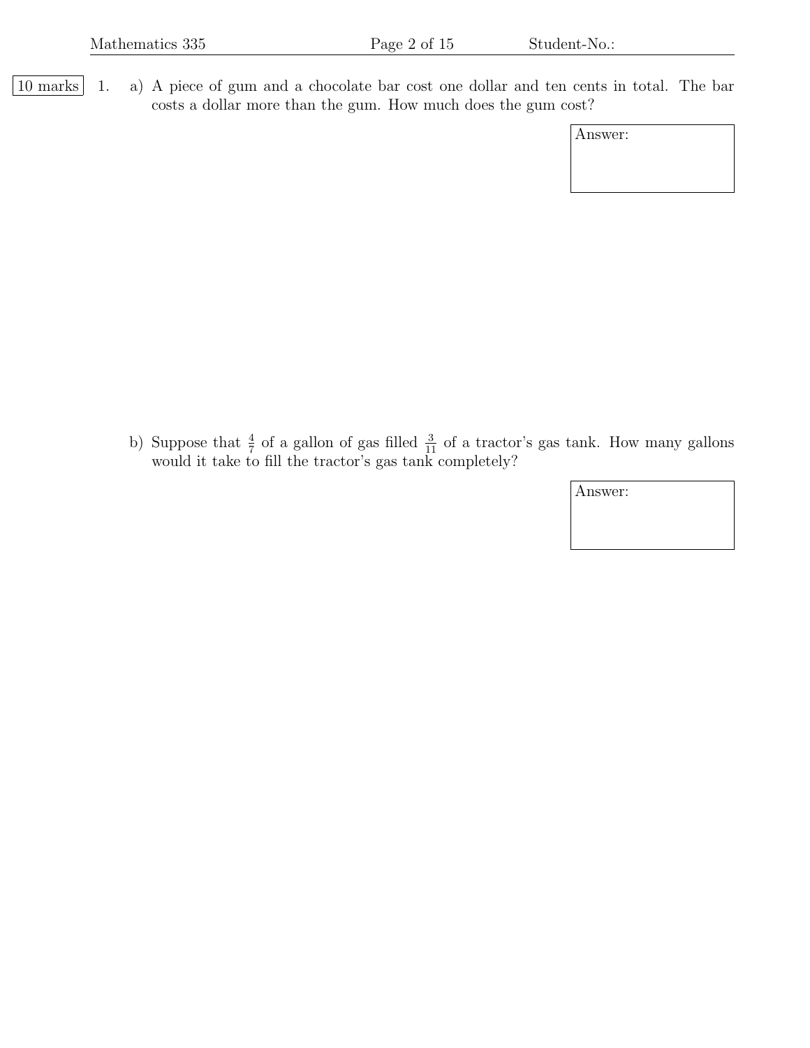10 marks

1\. a) A piece of gum and a chocolate bar cost one dollar and ten cents in total. The bar costs a dollar more than the gum. How much does the gum cost?

Answer:

b) Suppose that $\frac{4}{7}$ of a gallon of gas filled $\frac{3}{11}$ of a tractor's gas tank. How many gallons would it take to fill the tractor's gas tank completely?

Answer: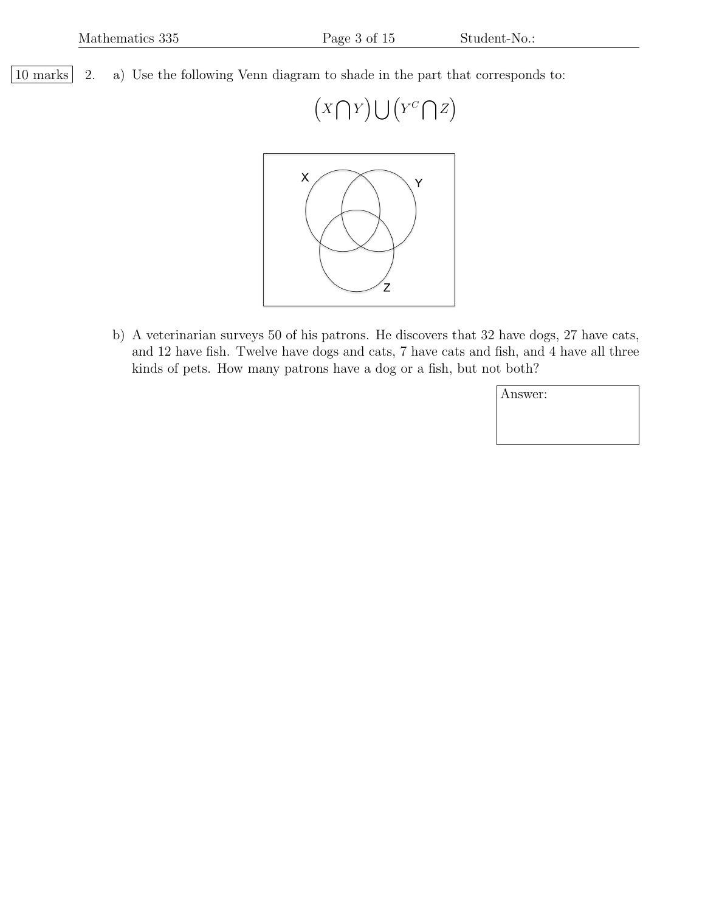10 marks

2. a) Use the following Venn diagram to shade in the part that corresponds to:

$$\left(X \bigcap Y\right) \bigcup \left(Y^C \bigcap Z\right)$$

X

Y

Z

b) A veterinarian surveys 50 of his patrons. He discovers that 32 have dogs, 27 have cats, and 12 have fish. Twelve have dogs and cats, 7 have cats and fish, and 4 have all three kinds of pets. How many patrons have a dog or a fish, but not both?

Answer: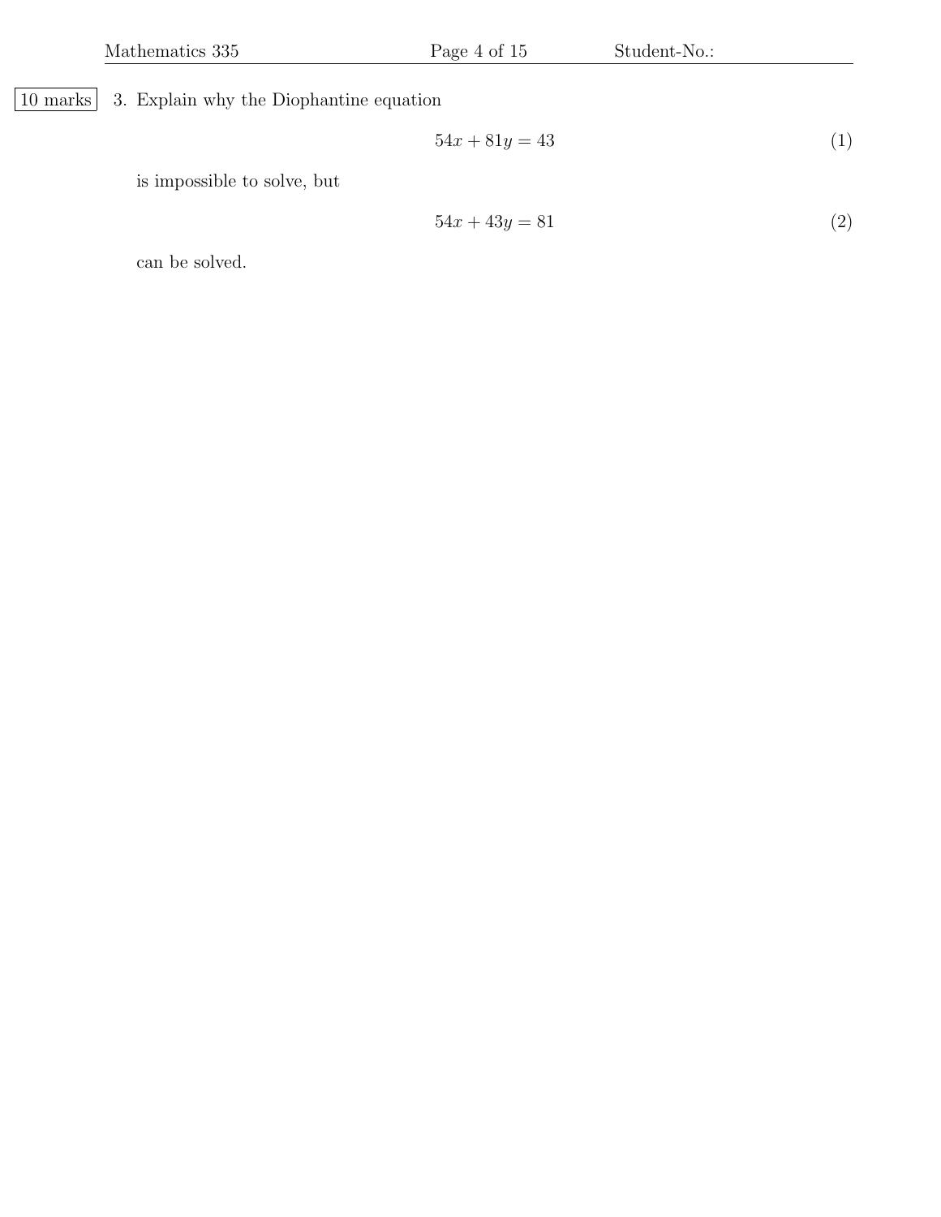10 marks

3. Explain why the Diophantine equation

$$54x + 81y = 43 \tag{1}$$

is impossible to solve, but

$$54x + 43y = 81 \tag{2}$$

can be solved.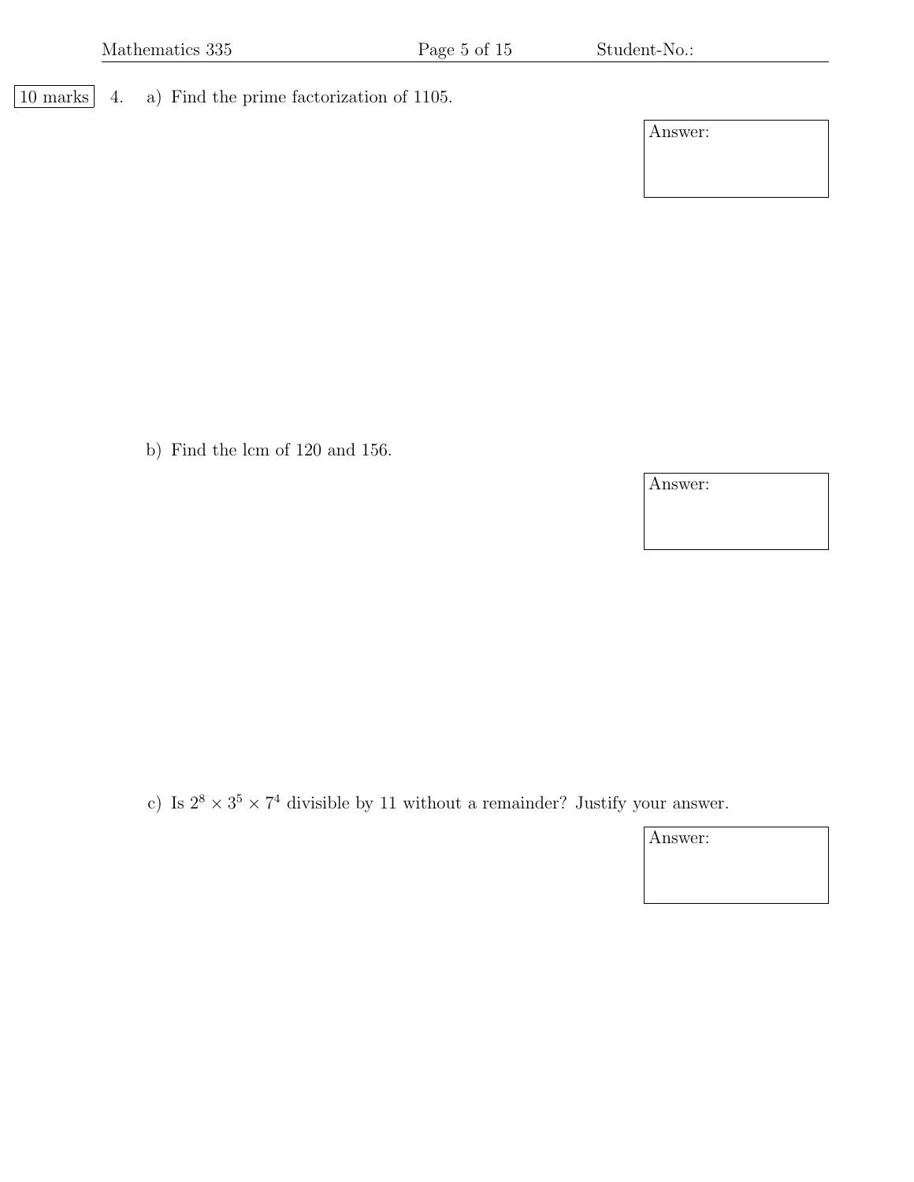10 marks 4. a) Find the prime factorization of 1105.

Answer:

b) Find the lcm of 120 and 156.

Answer:

c) Is $2^8 \times 3^5 \times 7^4$ divisible by 11 without a remainder? Justify your answer.

Answer: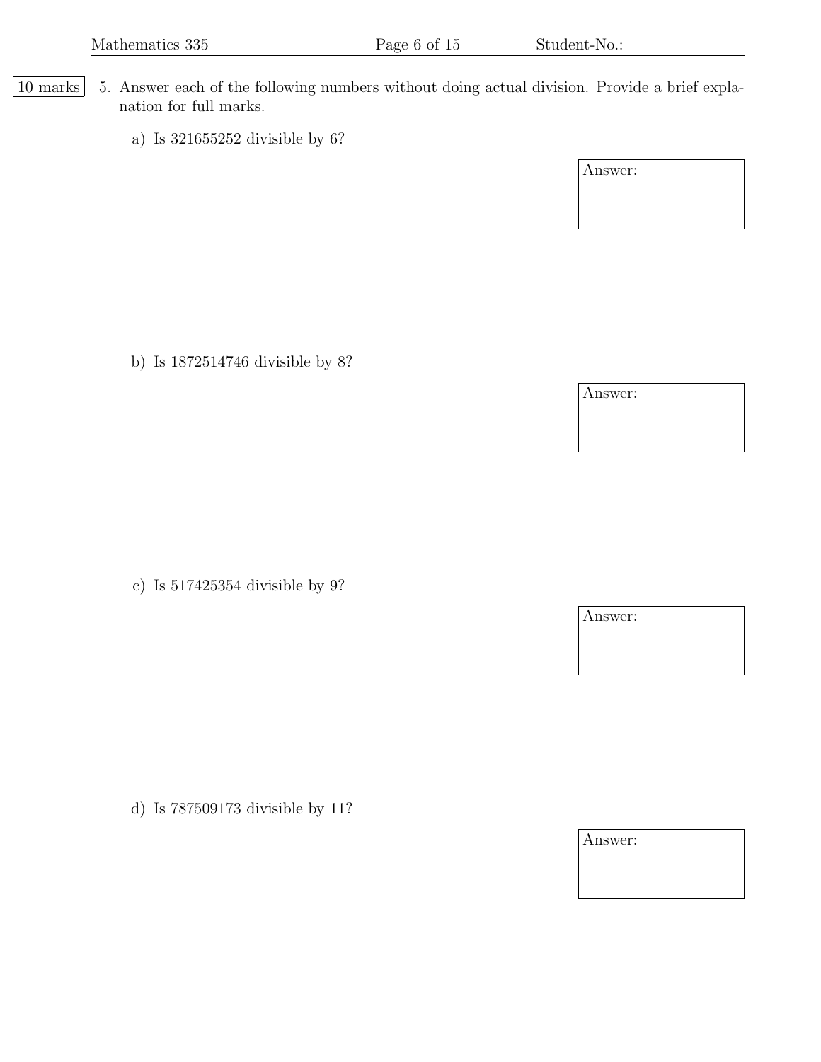10 marks

5. Answer each of the following numbers without doing actual division. Provide a brief explanation for full marks.

   a) Is 321655252 divisible by 6?

   Answer:

   b) Is 1872514746 divisible by 8?

   Answer:

   c) Is 517425354 divisible by 9?

   Answer:

   d) Is 787509173 divisible by 11?

   Answer: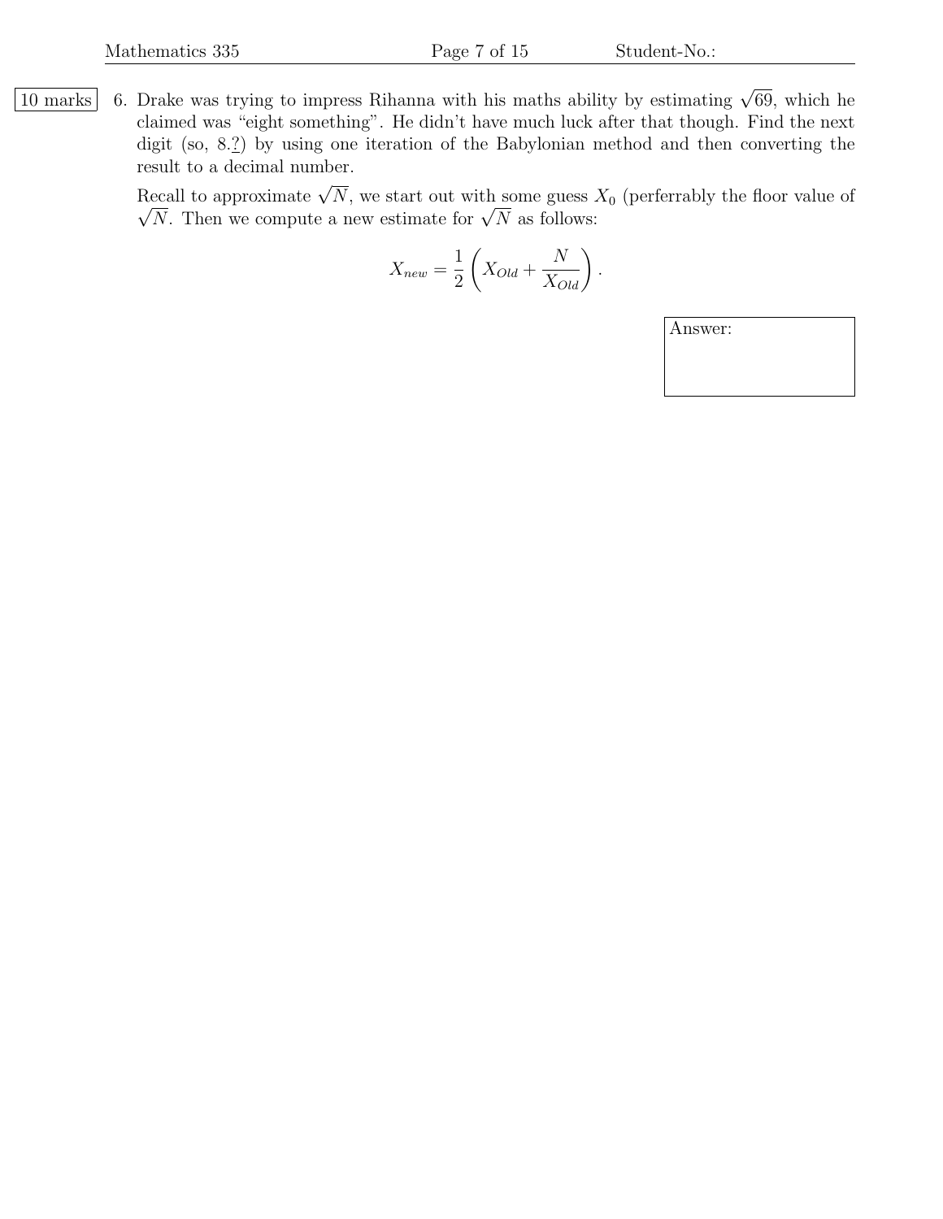10 marks

6. Drake was trying to impress Rihanna with his maths ability by estimating $\sqrt{69}$, which he claimed was "eight something". He didn't have much luck after that though. Find the next digit (so, 8.?) by using one iteration of the Babylonian method and then converting the result to a decimal number.

Recall to approximate $\sqrt{N}$, we start out with some guess $X_0$ (perferrably the floor value of $\sqrt{N}$. Then we compute a new estimate for $\sqrt{N}$ as follows:

$$X_{new} = \frac{1}{2}\left(X_{Old} + \frac{N}{X_{Old}}\right).$$

Answer: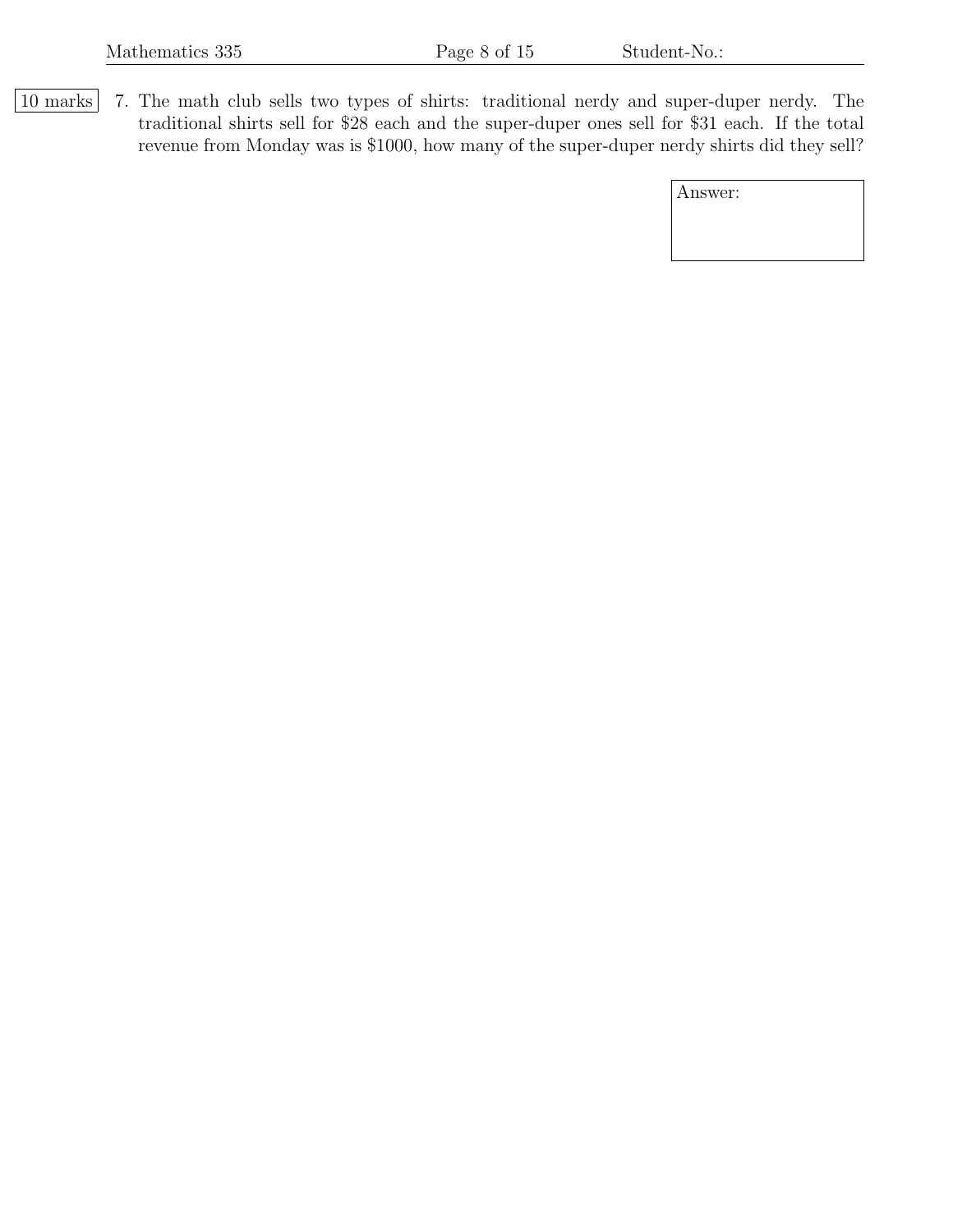10 marks

7. The math club sells two types of shirts: traditional nerdy and super-duper nerdy. The traditional shirts sell for $28 each and the super-duper ones sell for $31 each. If the total revenue from Monday was is $1000, how many of the super-duper nerdy shirts did they sell?

| Answer: |
| --- |
| |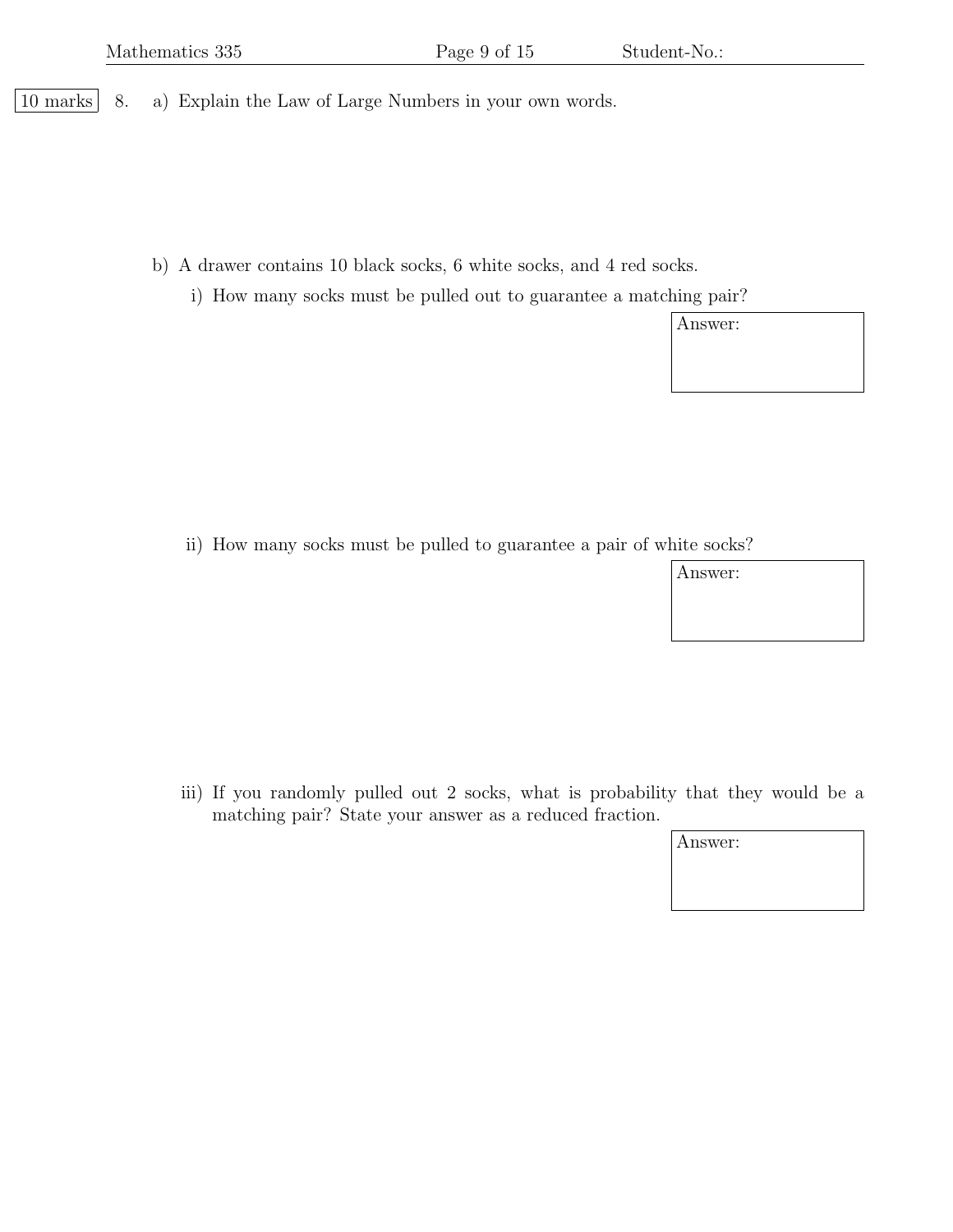10 marks 8. a) Explain the Law of Large Numbers in your own words.

b) A drawer contains 10 black socks, 6 white socks, and 4 red socks.

i) How many socks must be pulled out to guarantee a matching pair?

Answer:

ii) How many socks must be pulled to guarantee a pair of white socks?

Answer:

iii) If you randomly pulled out 2 socks, what is probability that they would be a matching pair? State your answer as a reduced fraction.

Answer: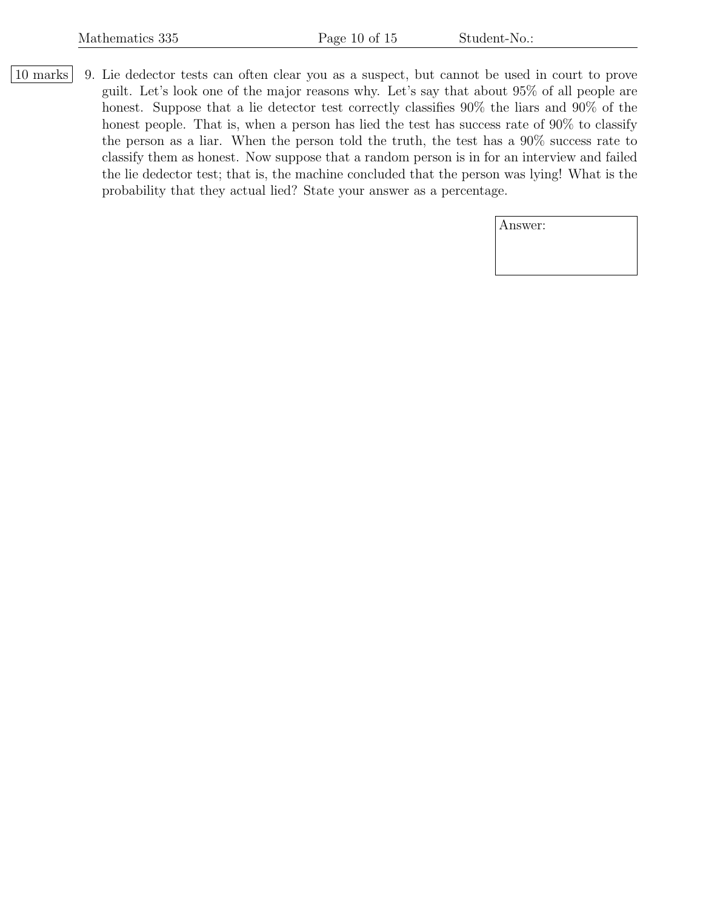10 marks 9. Lie dedector tests can often clear you as a suspect, but cannot be used in court to prove guilt. Let's look one of the major reasons why. Let's say that about 95% of all people are honest. Suppose that a lie detector test correctly classifies 90% the liars and 90% of the honest people. That is, when a person has lied the test has success rate of 90% to classify the person as a liar. When the person told the truth, the test has a 90% success rate to classify them as honest. Now suppose that a random person is in for an interview and failed the lie dedector test; that is, the machine concluded that the person was lying! What is the probability that they actual lied? State your answer as a percentage.

Answer: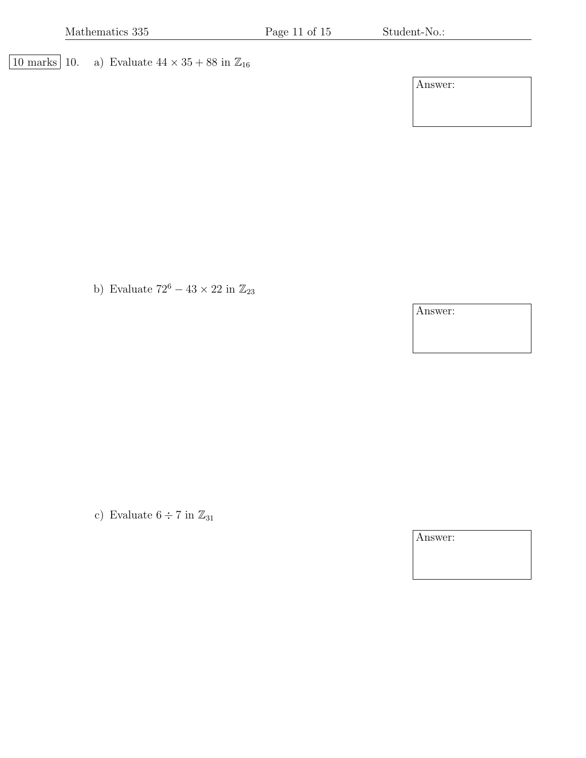10 marks 10. a) Evaluate $44 \times 35 + 88$ in $\mathbb{Z}_{16}$

Answer:

b) Evaluate $72^6 - 43 \times 22$ in $\mathbb{Z}_{23}$

Answer:

c) Evaluate $6 \div 7$ in $\mathbb{Z}_{31}$

Answer: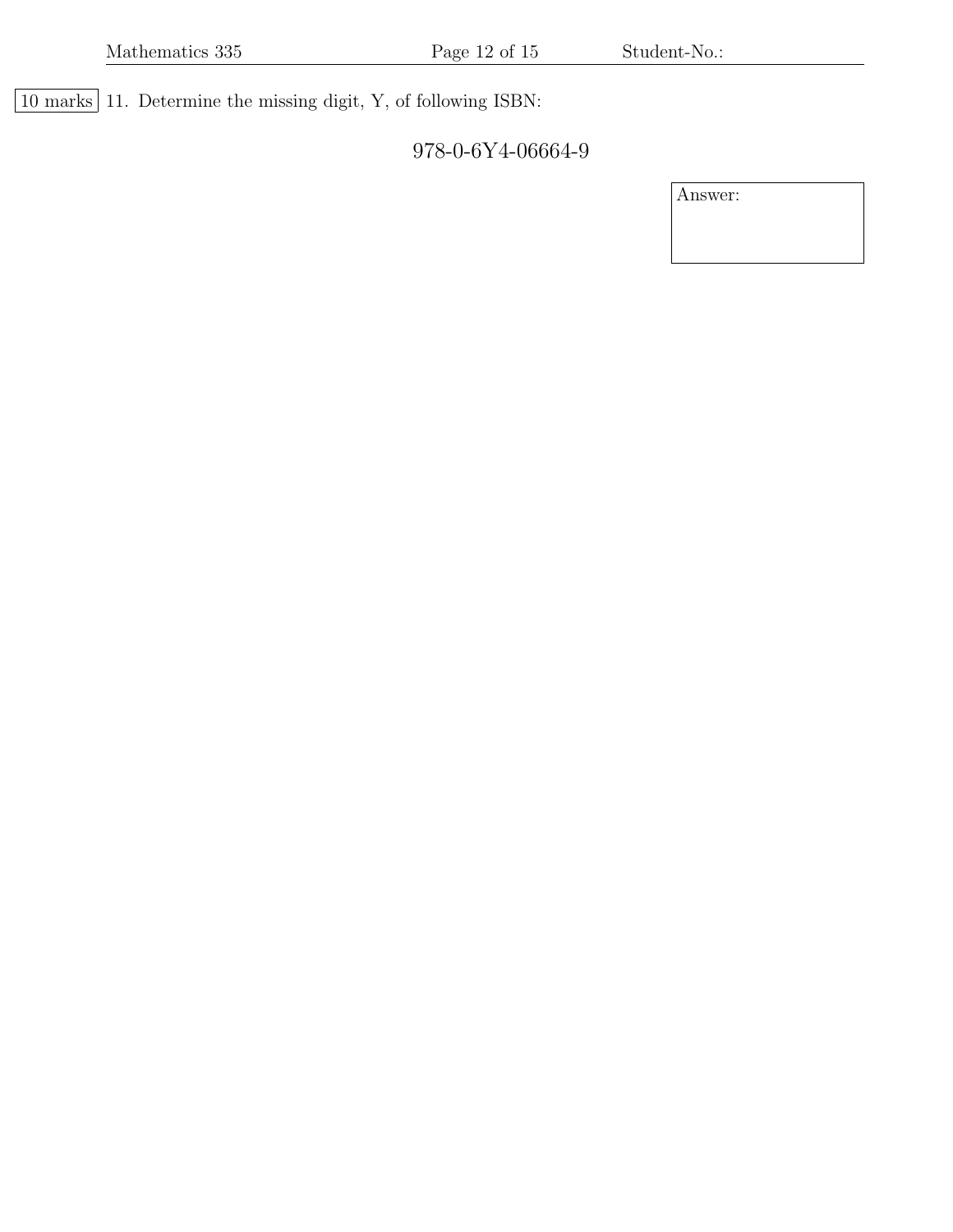10 marks 11. Determine the missing digit, Y, of following ISBN:

978-0-6Y4-06664-9

Answer: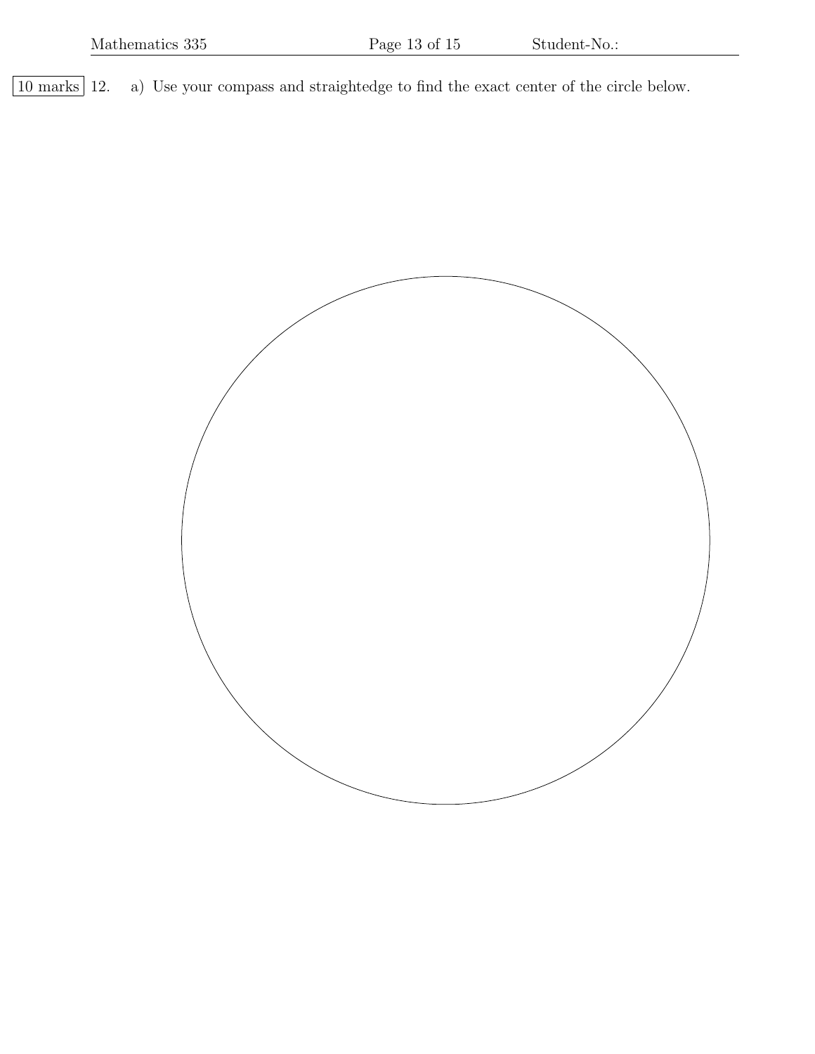10 marks 12. a) Use your compass and straightedge to find the exact center of the circle below.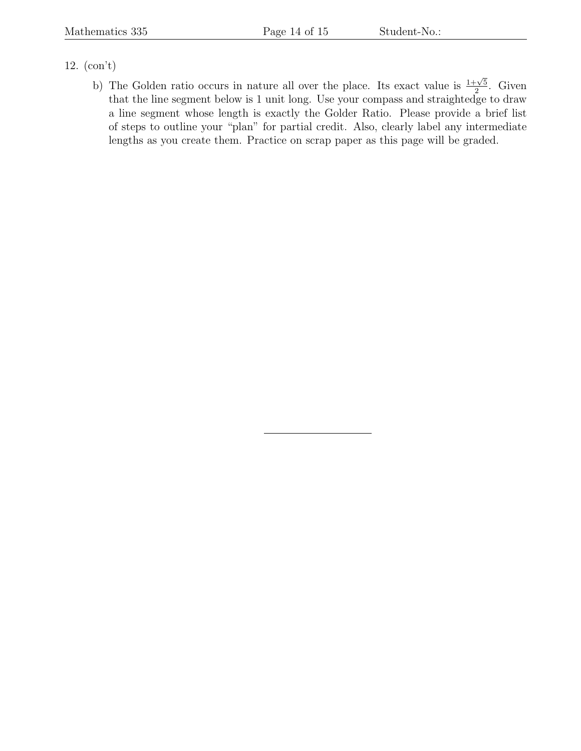12. (con't)

b) The Golden ratio occurs in nature all over the place. Its exact value is $\frac{1+\sqrt{5}}{2}$. Given that the line segment below is 1 unit long. Use your compass and straightedge to draw a line segment whose length is exactly the Golder Ratio. Please provide a brief list of steps to outline your "plan" for partial credit. Also, clearly label any intermediate lengths as you create them. Practice on scrap paper as this page will be graded.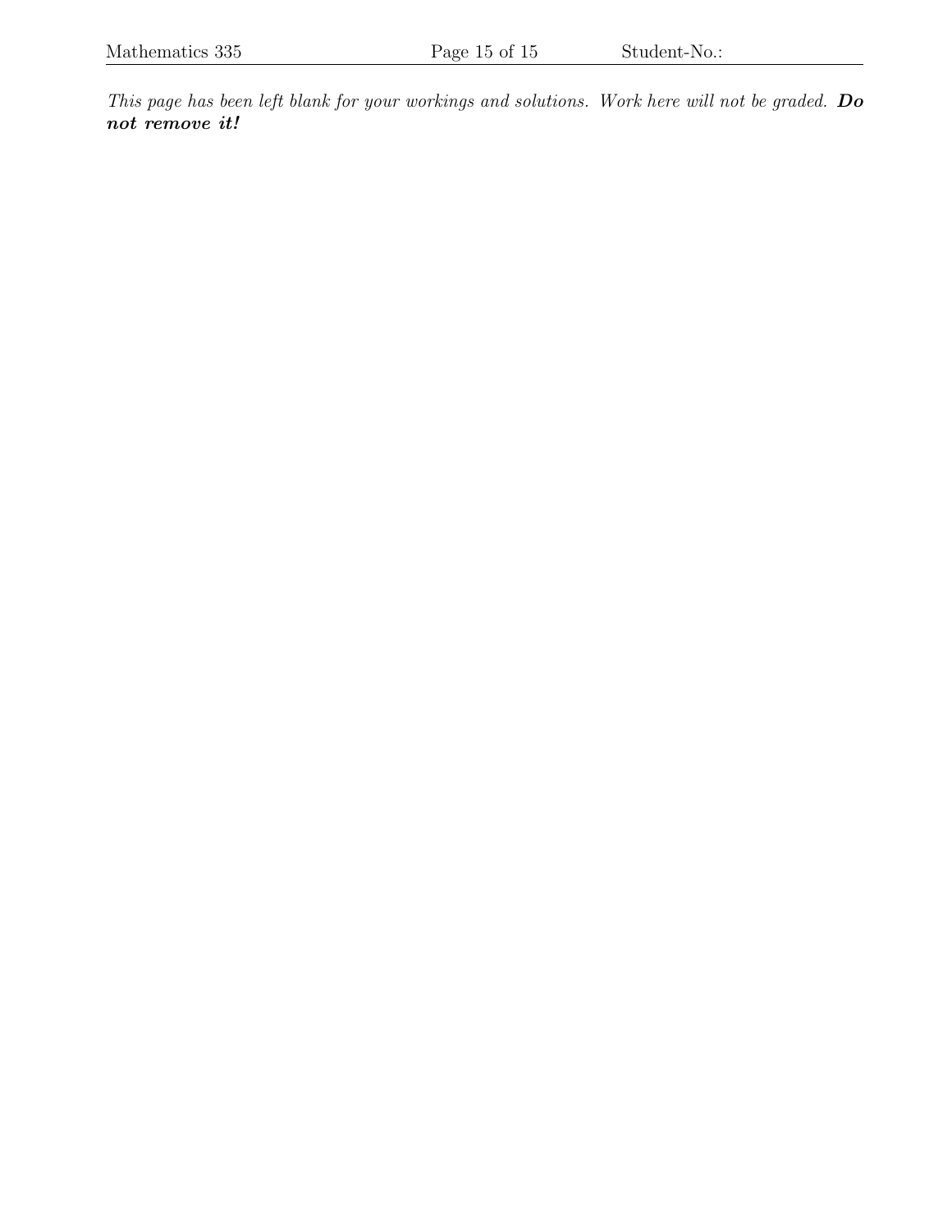*This page has been left blank for your workings and solutions. Work here will not be graded.* ***Do not remove it!***